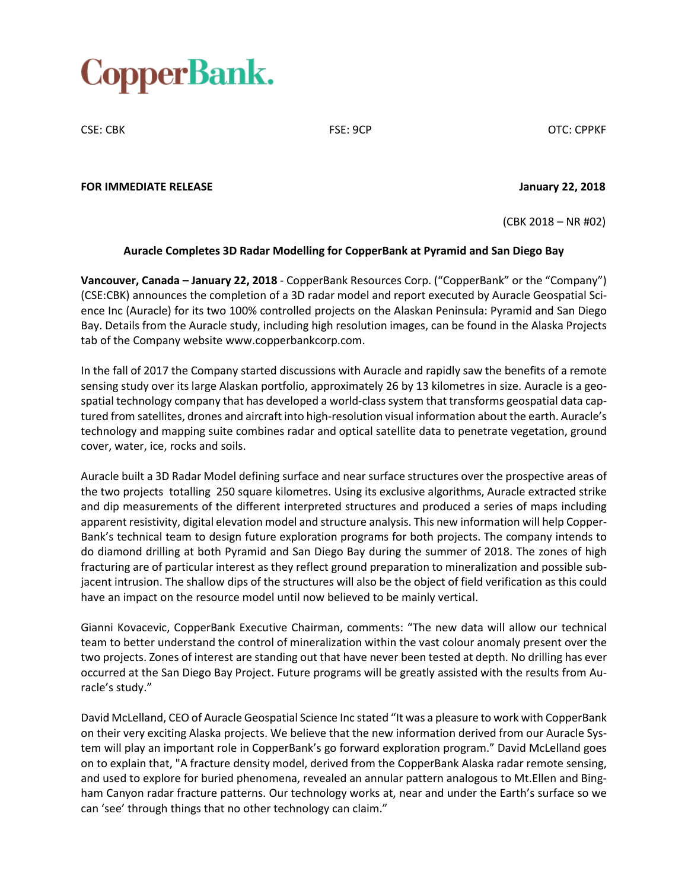# CopperBank.

CSE: CBK FSE: 9CP OTC: CPPKF

**FOR IMMEDIATE RELEASE** **January 22, 2018**

(CBK 2018 – NR #02)

**Auracle Completes 3D Radar Modelling for CopperBank at Pyramid and San Diego Bay**

**Vancouver, Canada – January 22, 2018** - CopperBank Resources Corp. ("CopperBank" or the "Company") (CSE:CBK) announces the completion of a 3D radar model and report executed by Auracle Geospatial Science Inc (Auracle) for its two 100% controlled projects on the Alaskan Peninsula: Pyramid and San Diego Bay. Details from the Auracle study, including high resolution images, can be found in the Alaska Projects tab of the Company website www.copperbankcorp.com.

In the fall of 2017 the Company started discussions with Auracle and rapidly saw the benefits of a remote sensing study over its large Alaskan portfolio, approximately 26 by 13 kilometres in size. Auracle is a geospatial technology company that has developed a world-class system that transforms geospatial data captured from satellites, drones and aircraft into high-resolution visual information about the earth. Auracle's technology and mapping suite combines radar and optical satellite data to penetrate vegetation, ground cover, water, ice, rocks and soils.

Auracle built a 3D Radar Model defining surface and near surface structures over the prospective areas of the two projects totalling 250 square kilometres. Using its exclusive algorithms, Auracle extracted strike and dip measurements of the different interpreted structures and produced a series of maps including apparent resistivity, digital elevation model and structure analysis. This new information will help CopperBank's technical team to design future exploration programs for both projects. The company intends to do diamond drilling at both Pyramid and San Diego Bay during the summer of 2018. The zones of high fracturing are of particular interest as they reflect ground preparation to mineralization and possible subjacent intrusion. The shallow dips of the structures will also be the object of field verification as this could have an impact on the resource model until now believed to be mainly vertical.

Gianni Kovacevic, CopperBank Executive Chairman, comments: "The new data will allow our technical team to better understand the control of mineralization within the vast colour anomaly present over the two projects. Zones of interest are standing out that have never been tested at depth. No drilling has ever occurred at the San Diego Bay Project. Future programs will be greatly assisted with the results from Auracle's study."

David McLelland, CEO of Auracle Geospatial Science Inc stated "It was a pleasure to work with CopperBank on their very exciting Alaska projects. We believe that the new information derived from our Auracle System will play an important role in CopperBank's go forward exploration program." David McLelland goes on to explain that, "A fracture density model, derived from the CopperBank Alaska radar remote sensing, and used to explore for buried phenomena, revealed an annular pattern analogous to Mt.Ellen and Bingham Canyon radar fracture patterns. Our technology works at, near and under the Earth's surface so we can 'see' through things that no other technology can claim."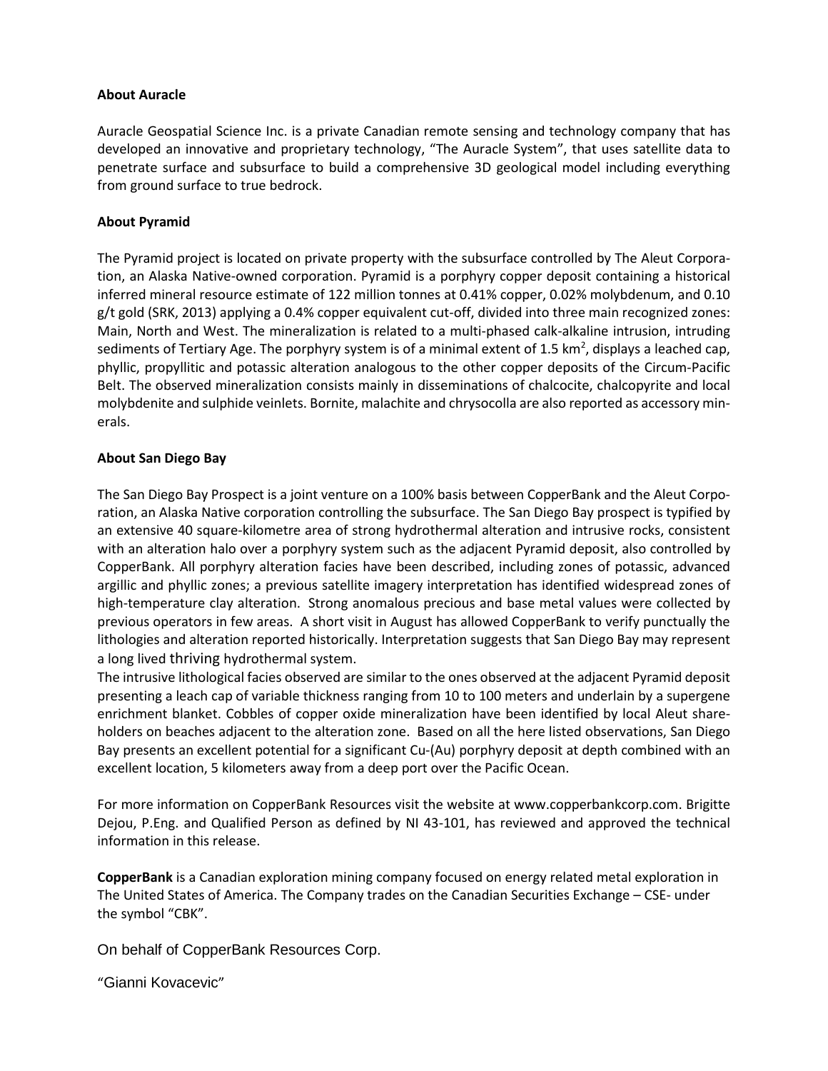**About Auracle**

Auracle Geospatial Science Inc. is a private Canadian remote sensing and technology company that has developed an innovative and proprietary technology, "The Auracle System", that uses satellite data to penetrate surface and subsurface to build a comprehensive 3D geological model including everything from ground surface to true bedrock.

**About Pyramid**

The Pyramid project is located on private property with the subsurface controlled by The Aleut Corporation, an Alaska Native-owned corporation. Pyramid is a porphyry copper deposit containing a historical inferred mineral resource estimate of 122 million tonnes at 0.41% copper, 0.02% molybdenum, and 0.10 g/t gold (SRK, 2013) applying a 0.4% copper equivalent cut-off, divided into three main recognized zones: Main, North and West. The mineralization is related to a multi-phased calk-alkaline intrusion, intruding sediments of Tertiary Age. The porphyry system is of a minimal extent of 1.5 $km^2$, displays a leached cap, phyllic, propyllitic and potassic alteration analogous to the other copper deposits of the Circum-Pacific Belt. The observed mineralization consists mainly in disseminations of chalcocite, chalcopyrite and local molybdenite and sulphide veinlets. Bornite, malachite and chrysocolla are also reported as accessory minerals.

**About San Diego Bay**

The San Diego Bay Prospect is a joint venture on a 100% basis between CopperBank and the Aleut Corporation, an Alaska Native corporation controlling the subsurface. The San Diego Bay prospect is typified by an extensive 40 square-kilometre area of strong hydrothermal alteration and intrusive rocks, consistent with an alteration halo over a porphyry system such as the adjacent Pyramid deposit, also controlled by CopperBank. All porphyry alteration facies have been described, including zones of potassic, advanced argillic and phyllic zones; a previous satellite imagery interpretation has identified widespread zones of high-temperature clay alteration. Strong anomalous precious and base metal values were collected by previous operators in few areas. A short visit in August has allowed CopperBank to verify punctually the lithologies and alteration reported historically. Interpretation suggests that San Diego Bay may represent a long lived thriving hydrothermal system.

The intrusive lithological facies observed are similar to the ones observed at the adjacent Pyramid deposit presenting a leach cap of variable thickness ranging from 10 to 100 meters and underlain by a supergene enrichment blanket. Cobbles of copper oxide mineralization have been identified by local Aleut shareholders on beaches adjacent to the alteration zone. Based on all the here listed observations, San Diego Bay presents an excellent potential for a significant Cu-(Au) porphyry deposit at depth combined with an excellent location, 5 kilometers away from a deep port over the Pacific Ocean.

For more information on CopperBank Resources visit the website at www.copperbankcorp.com. Brigitte Dejou, P.Eng. and Qualified Person as defined by NI 43-101, has reviewed and approved the technical information in this release.

**CopperBank** is a Canadian exploration mining company focused on energy related metal exploration in The United States of America. The Company trades on the Canadian Securities Exchange – CSE- under the symbol "CBK".

On behalf of CopperBank Resources Corp.

"Gianni Kovacevic"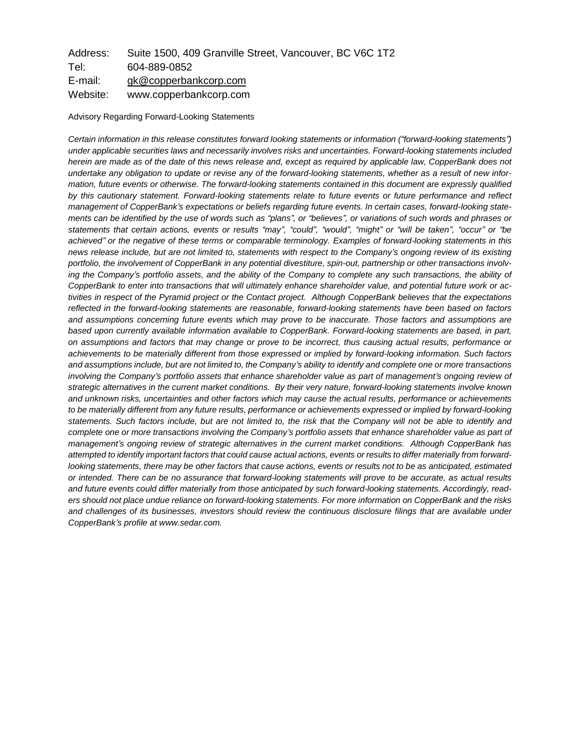Address: Suite 1500, 409 Granville Street, Vancouver, BC V6C 1T2
Tel: 604-889-0852
E-mail: gk@copperbankcorp.com
Website: www.copperbankcorp.com

Advisory Regarding Forward-Looking Statements

*Certain information in this release constitutes forward looking statements or information ("forward-looking statements") under applicable securities laws and necessarily involves risks and uncertainties. Forward-looking statements included herein are made as of the date of this news release and, except as required by applicable law, CopperBank does not undertake any obligation to update or revise any of the forward-looking statements, whether as a result of new information, future events or otherwise. The forward-looking statements contained in this document are expressly qualified by this cautionary statement. Forward-looking statements relate to future events or future performance and reflect management of CopperBank's expectations or beliefs regarding future events. In certain cases, forward-looking statements can be identified by the use of words such as "plans", or "believes", or variations of such words and phrases or statements that certain actions, events or results "may", "could", "would", "might" or "will be taken", "occur" or "be achieved" or the negative of these terms or comparable terminology. Examples of forward-looking statements in this news release include, but are not limited to, statements with respect to the Company's ongoing review of its existing portfolio, the involvement of CopperBank in any potential divestiture, spin-out, partnership or other transactions involving the Company's portfolio assets, and the ability of the Company to complete any such transactions, the ability of CopperBank to enter into transactions that will ultimately enhance shareholder value, and potential future work or activities in respect of the Pyramid project or the Contact project. Although CopperBank believes that the expectations reflected in the forward-looking statements are reasonable, forward-looking statements have been based on factors and assumptions concerning future events which may prove to be inaccurate. Those factors and assumptions are based upon currently available information available to CopperBank. Forward-looking statements are based, in part, on assumptions and factors that may change or prove to be incorrect, thus causing actual results, performance or achievements to be materially different from those expressed or implied by forward-looking information. Such factors and assumptions include, but are not limited to, the Company's ability to identify and complete one or more transactions involving the Company's portfolio assets that enhance shareholder value as part of management's ongoing review of strategic alternatives in the current market conditions. By their very nature, forward-looking statements involve known and unknown risks, uncertainties and other factors which may cause the actual results, performance or achievements to be materially different from any future results, performance or achievements expressed or implied by forward-looking statements. Such factors include, but are not limited to, the risk that the Company will not be able to identify and complete one or more transactions involving the Company's portfolio assets that enhance shareholder value as part of management's ongoing review of strategic alternatives in the current market conditions. Although CopperBank has attempted to identify important factors that could cause actual actions, events or results to differ materially from forward-looking statements, there may be other factors that cause actions, events or results not to be as anticipated, estimated or intended. There can be no assurance that forward-looking statements will prove to be accurate, as actual results and future events could differ materially from those anticipated by such forward-looking statements. Accordingly, readers should not place undue reliance on forward-looking statements. For more information on CopperBank and the risks and challenges of its businesses, investors should review the continuous disclosure filings that are available under CopperBank's profile at www.sedar.com.*